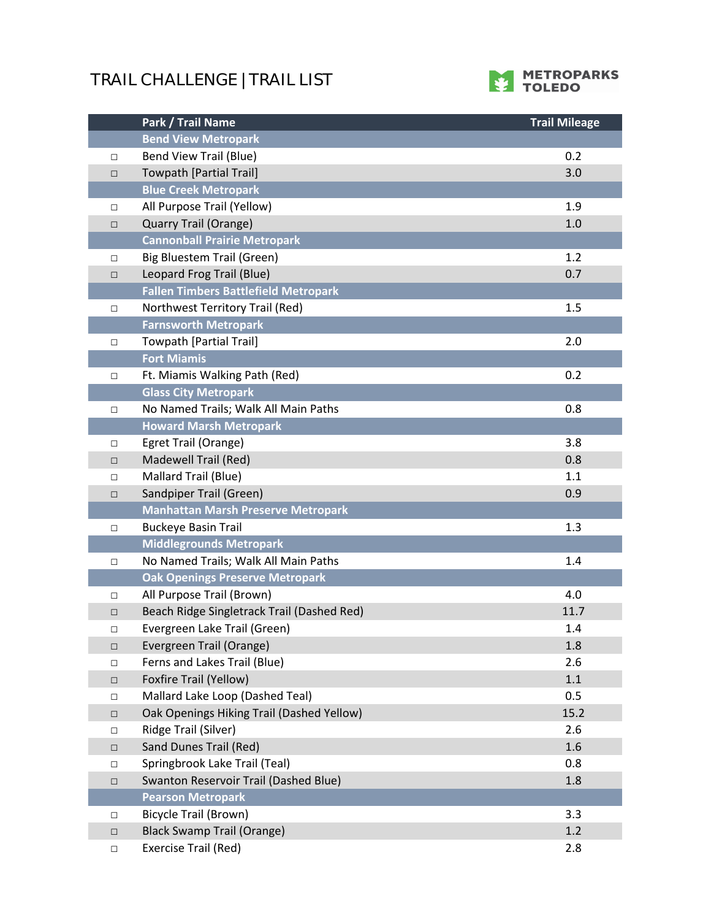# TRAIL CHALLENGE | TRAIL LIST

METROPARKS TOLEDO

| | Park / Trail Name | Trail Mileage |
|---|---|---|
| | **Bend View Metropark** | |
| □ | Bend View Trail (Blue) | 0.2 |
| □ | Towpath [Partial Trail] | 3.0 |
| | **Blue Creek Metropark** | |
| □ | All Purpose Trail (Yellow) | 1.9 |
| □ | Quarry Trail (Orange) | 1.0 |
| | **Cannonball Prairie Metropark** | |
| □ | Big Bluestem Trail (Green) | 1.2 |
| □ | Leopard Frog Trail (Blue) | 0.7 |
| | **Fallen Timbers Battlefield Metropark** | |
| □ | Northwest Territory Trail (Red) | 1.5 |
| | **Farnsworth Metropark** | |
| □ | Towpath [Partial Trail] | 2.0 |
| | **Fort Miamis** | |
| □ | Ft. Miamis Walking Path (Red) | 0.2 |
| | **Glass City Metropark** | |
| □ | No Named Trails; Walk All Main Paths | 0.8 |
| | **Howard Marsh Metropark** | |
| □ | Egret Trail (Orange) | 3.8 |
| □ | Madewell Trail (Red) | 0.8 |
| □ | Mallard Trail (Blue) | 1.1 |
| □ | Sandpiper Trail (Green) | 0.9 |
| | **Manhattan Marsh Preserve Metropark** | |
| □ | Buckeye Basin Trail | 1.3 |
| | **Middlegrounds Metropark** | |
| □ | No Named Trails; Walk All Main Paths | 1.4 |
| | **Oak Openings Preserve Metropark** | |
| □ | All Purpose Trail (Brown) | 4.0 |
| □ | Beach Ridge Singletrack Trail (Dashed Red) | 11.7 |
| □ | Evergreen Lake Trail (Green) | 1.4 |
| □ | Evergreen Trail (Orange) | 1.8 |
| □ | Ferns and Lakes Trail (Blue) | 2.6 |
| □ | Foxfire Trail (Yellow) | 1.1 |
| □ | Mallard Lake Loop (Dashed Teal) | 0.5 |
| □ | Oak Openings Hiking Trail (Dashed Yellow) | 15.2 |
| □ | Ridge Trail (Silver) | 2.6 |
| □ | Sand Dunes Trail (Red) | 1.6 |
| □ | Springbrook Lake Trail (Teal) | 0.8 |
| □ | Swanton Reservoir Trail (Dashed Blue) | 1.8 |
| | **Pearson Metropark** | |
| □ | Bicycle Trail (Brown) | 3.3 |
| □ | Black Swamp Trail (Orange) | 1.2 |
| □ | Exercise Trail (Red) | 2.8 |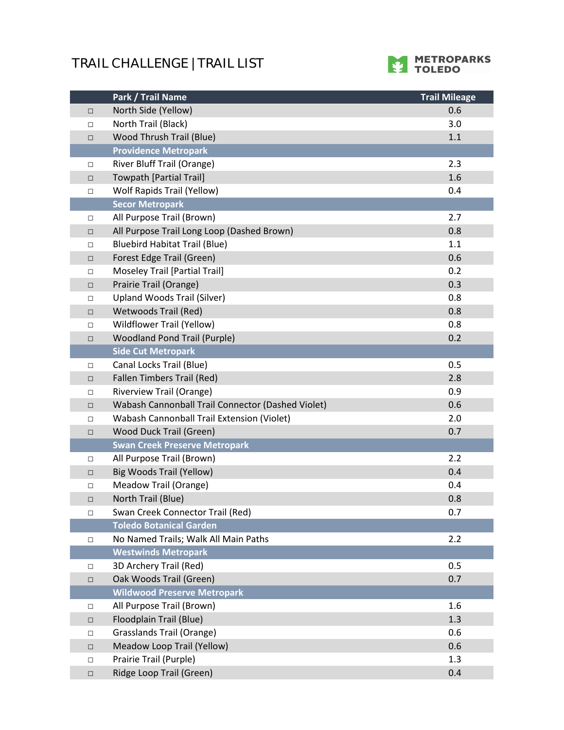# TRAIL CHALLENGE | TRAIL LIST

| | Park / Trail Name | Trail Mileage |
|---|---|---|
| □ | North Side (Yellow) | 0.6 |
| □ | North Trail (Black) | 3.0 |
| □ | Wood Thrush Trail (Blue) | 1.1 |
| | **Providence Metropark** | |
| □ | River Bluff Trail (Orange) | 2.3 |
| □ | Towpath [Partial Trail] | 1.6 |
| □ | Wolf Rapids Trail (Yellow) | 0.4 |
| | **Secor Metropark** | |
| □ | All Purpose Trail (Brown) | 2.7 |
| □ | All Purpose Trail Long Loop (Dashed Brown) | 0.8 |
| □ | Bluebird Habitat Trail (Blue) | 1.1 |
| □ | Forest Edge Trail (Green) | 0.6 |
| □ | Moseley Trail [Partial Trail] | 0.2 |
| □ | Prairie Trail (Orange) | 0.3 |
| □ | Upland Woods Trail (Silver) | 0.8 |
| □ | Wetwoods Trail (Red) | 0.8 |
| □ | Wildflower Trail (Yellow) | 0.8 |
| □ | Woodland Pond Trail (Purple) | 0.2 |
| | **Side Cut Metropark** | |
| □ | Canal Locks Trail (Blue) | 0.5 |
| □ | Fallen Timbers Trail (Red) | 2.8 |
| □ | Riverview Trail (Orange) | 0.9 |
| □ | Wabash Cannonball Trail Connector (Dashed Violet) | 0.6 |
| □ | Wabash Cannonball Trail Extension (Violet) | 2.0 |
| □ | Wood Duck Trail (Green) | 0.7 |
| | **Swan Creek Preserve Metropark** | |
| □ | All Purpose Trail (Brown) | 2.2 |
| □ | Big Woods Trail (Yellow) | 0.4 |
| □ | Meadow Trail (Orange) | 0.4 |
| □ | North Trail (Blue) | 0.8 |
| □ | Swan Creek Connector Trail (Red) | 0.7 |
| | **Toledo Botanical Garden** | |
| □ | No Named Trails; Walk All Main Paths | 2.2 |
| | **Westwinds Metropark** | |
| □ | 3D Archery Trail (Red) | 0.5 |
| □ | Oak Woods Trail (Green) | 0.7 |
| | **Wildwood Preserve Metropark** | |
| □ | All Purpose Trail (Brown) | 1.6 |
| □ | Floodplain Trail (Blue) | 1.3 |
| □ | Grasslands Trail (Orange) | 0.6 |
| □ | Meadow Loop Trail (Yellow) | 0.6 |
| □ | Prairie Trail (Purple) | 1.3 |
| □ | Ridge Loop Trail (Green) | 0.4 |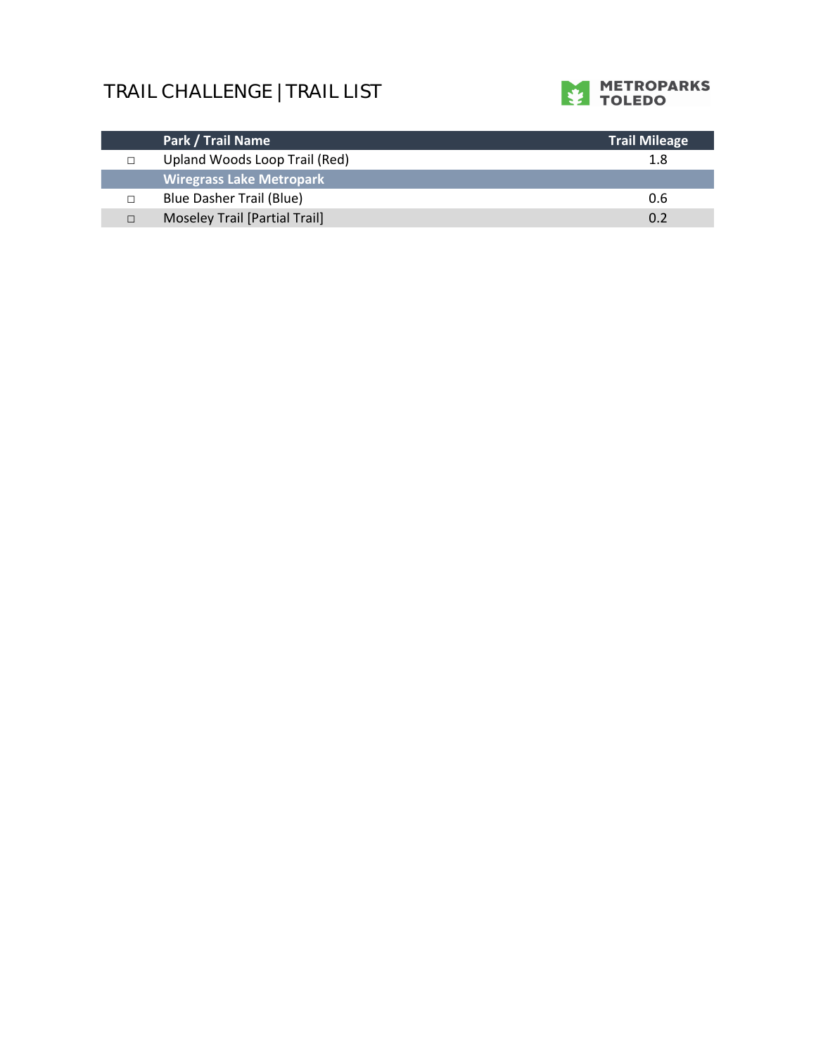# TRAIL CHALLENGE | TRAIL LIST

| | Park / Trail Name | Trail Mileage |
|---|---|---|
| □ | Upland Woods Loop Trail (Red) | 1.8 |
| | **Wiregrass Lake Metropark** | |
| □ | Blue Dasher Trail (Blue) | 0.6 |
| □ | Moseley Trail [Partial Trail] | 0.2 |